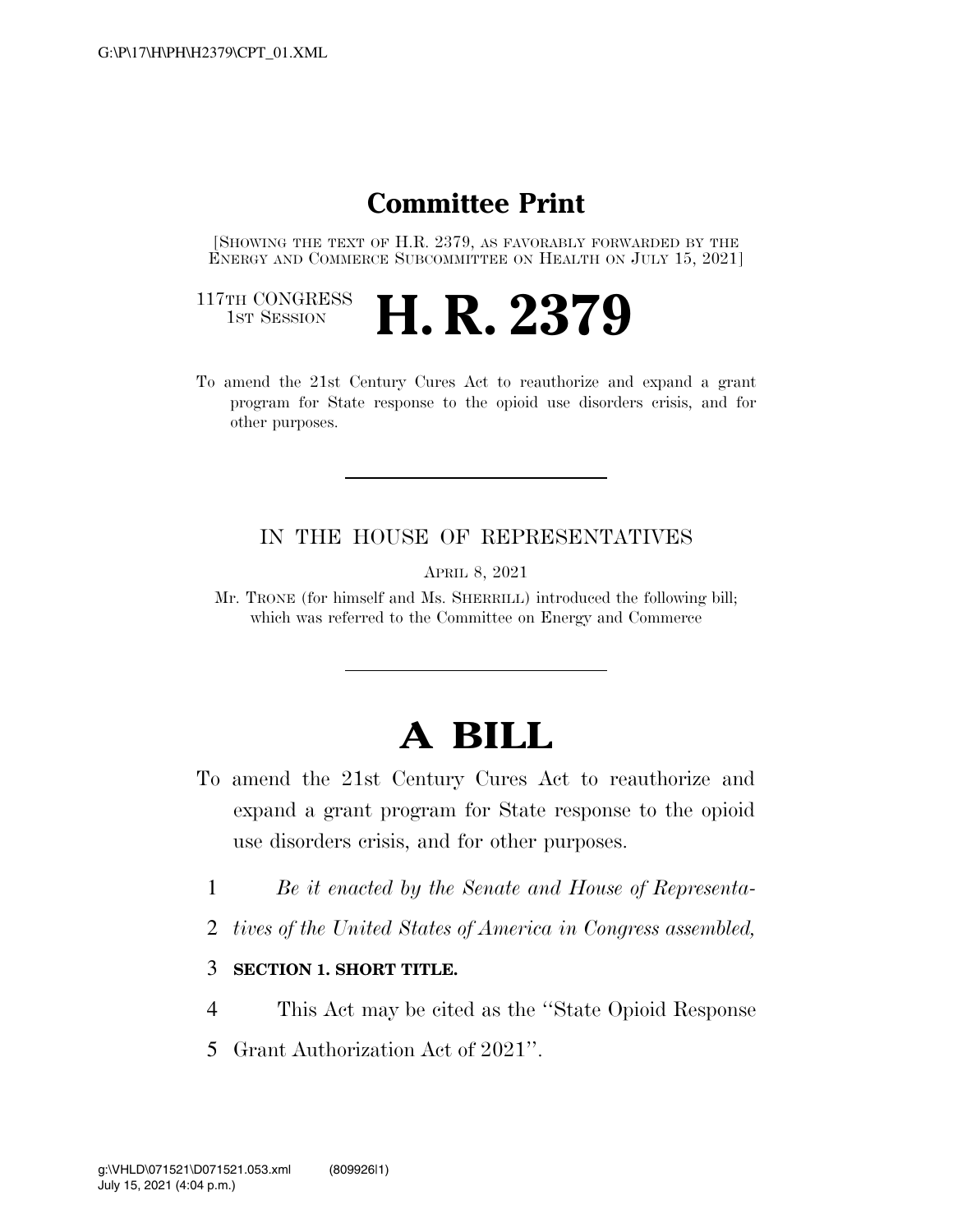# Committee Print

[SHOWING THE TEXT OF H.R. 2379, AS FAVORABLY FORWARDED BY THE ENERGY AND COMMERCE SUBCOMMITTEE ON HEALTH ON JULY 15, 2021]

117TH CONGRESS
1ST SESSION

# H. R. 2379

To amend the 21st Century Cures Act to reauthorize and expand a grant program for State response to the opioid use disorders crisis, and for other purposes.

IN THE HOUSE OF REPRESENTATIVES

APRIL 8, 2021

Mr. TRONE (for himself and Ms. SHERRILL) introduced the following bill; which was referred to the Committee on Energy and Commerce

# A BILL

To amend the 21st Century Cures Act to reauthorize and expand a grant program for State response to the opioid use disorders crisis, and for other purposes.

1 *Be it enacted by the Senate and House of Representa-*
2 *tives of the United States of America in Congress assembled,*

3 **SECTION 1. SHORT TITLE.**

4 This Act may be cited as the "State Opioid Response
5 Grant Authorization Act of 2021".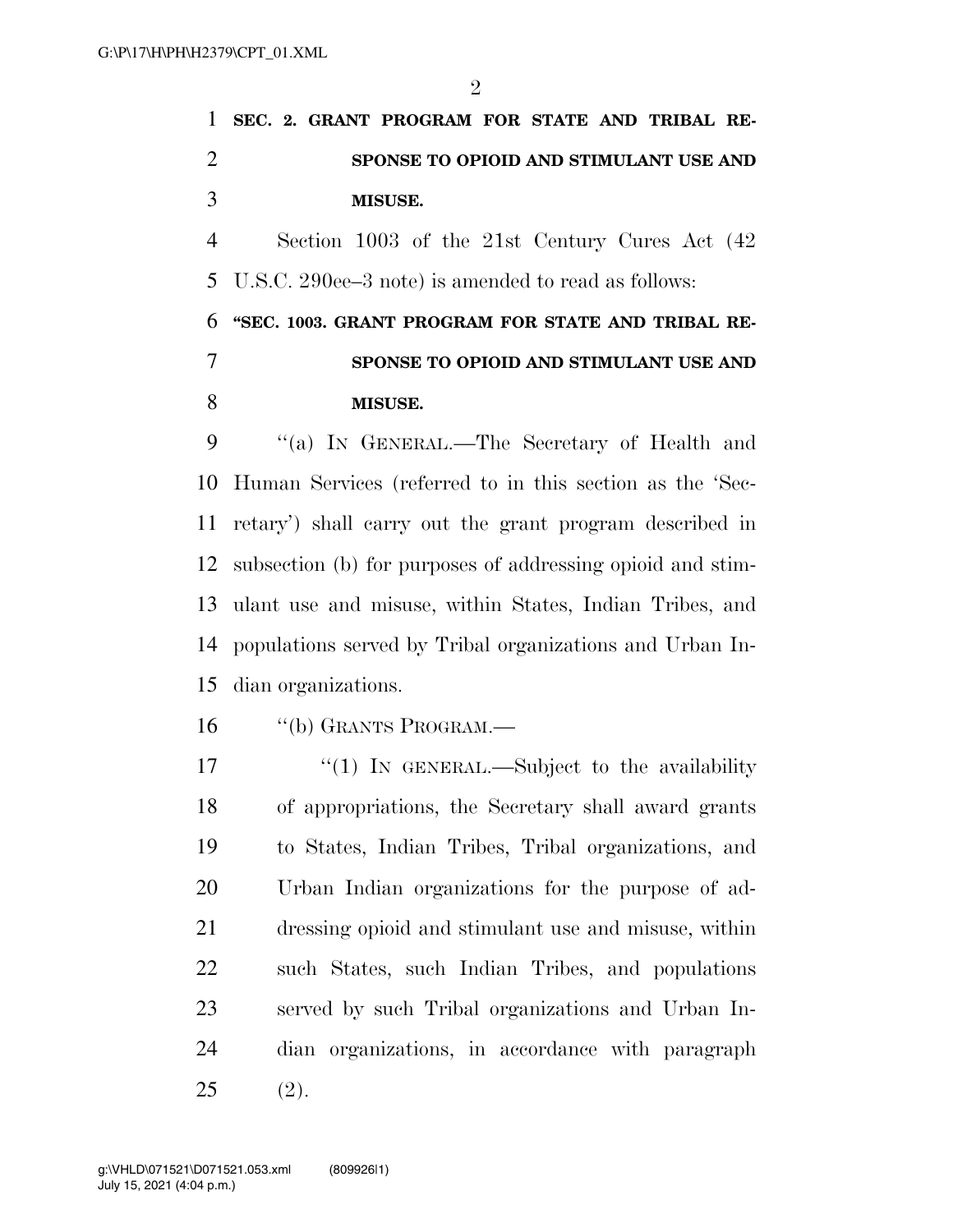**SEC. 2. GRANT PROGRAM FOR STATE AND TRIBAL RESPONSE TO OPIOID AND STIMULANT USE AND MISUSE.**

Section 1003 of the 21st Century Cures Act (42 U.S.C. 290ee–3 note) is amended to read as follows:

**"SEC. 1003. GRANT PROGRAM FOR STATE AND TRIBAL RESPONSE TO OPIOID AND STIMULANT USE AND MISUSE.**

"(a) IN GENERAL.—The Secretary of Health and Human Services (referred to in this section as the 'Secretary') shall carry out the grant program described in subsection (b) for purposes of addressing opioid and stimulant use and misuse, within States, Indian Tribes, and populations served by Tribal organizations and Urban Indian organizations.

"(b) GRANTS PROGRAM.—

"(1) IN GENERAL.—Subject to the availability of appropriations, the Secretary shall award grants to States, Indian Tribes, Tribal organizations, and Urban Indian organizations for the purpose of addressing opioid and stimulant use and misuse, within such States, such Indian Tribes, and populations served by such Tribal organizations and Urban Indian organizations, in accordance with paragraph (2).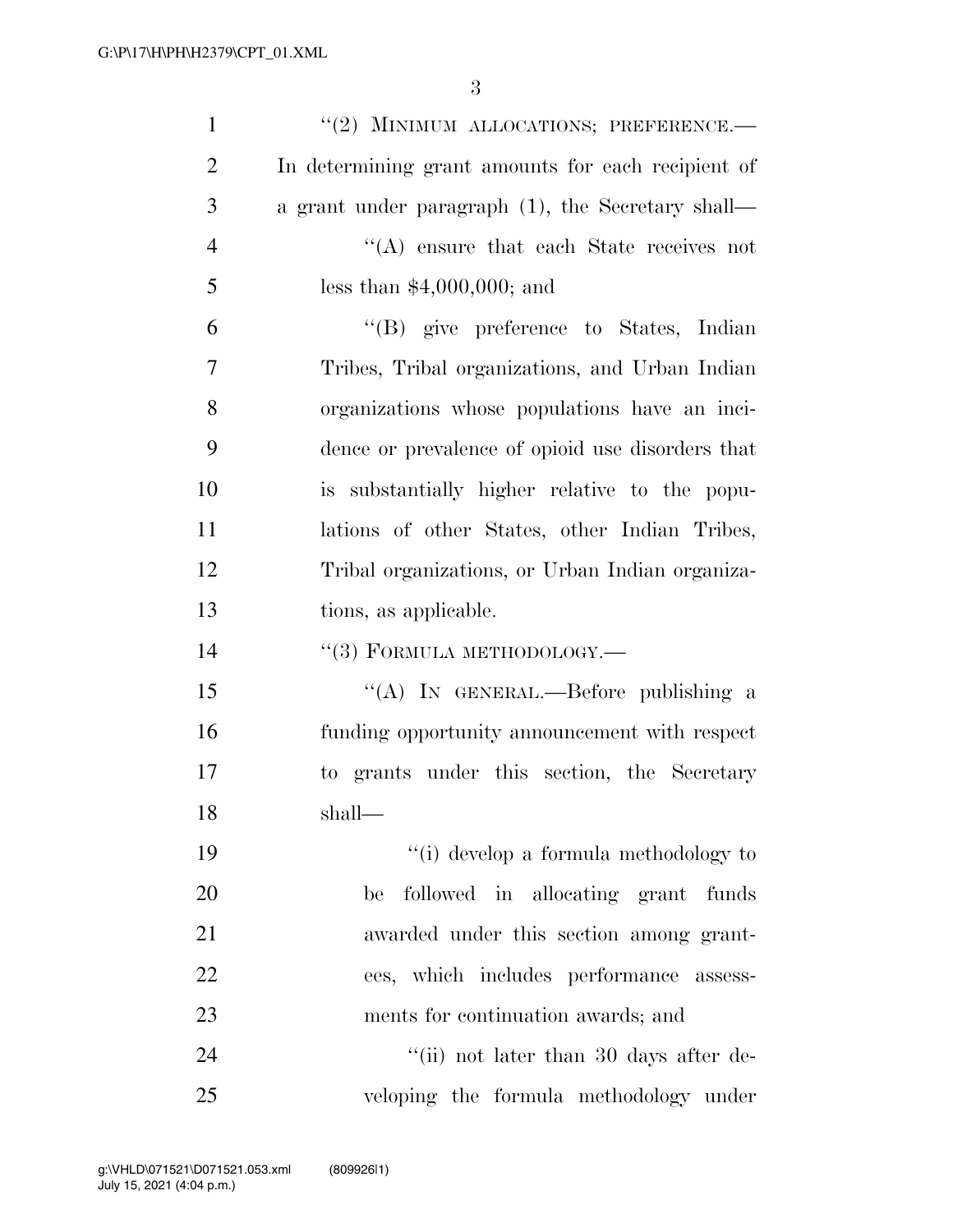"(2) MINIMUM ALLOCATIONS; PREFERENCE.—In determining grant amounts for each recipient of a grant under paragraph (1), the Secretary shall—

"(A) ensure that each State receives not less than $4,000,000; and

"(B) give preference to States, Indian Tribes, Tribal organizations, and Urban Indian organizations whose populations have an incidence or prevalence of opioid use disorders that is substantially higher relative to the populations of other States, other Indian Tribes, Tribal organizations, or Urban Indian organizations, as applicable.

"(3) FORMULA METHODOLOGY.—

"(A) IN GENERAL.—Before publishing a funding opportunity announcement with respect to grants under this section, the Secretary shall—

"(i) develop a formula methodology to be followed in allocating grant funds awarded under this section among grantees, which includes performance assessments for continuation awards; and

"(ii) not later than 30 days after developing the formula methodology under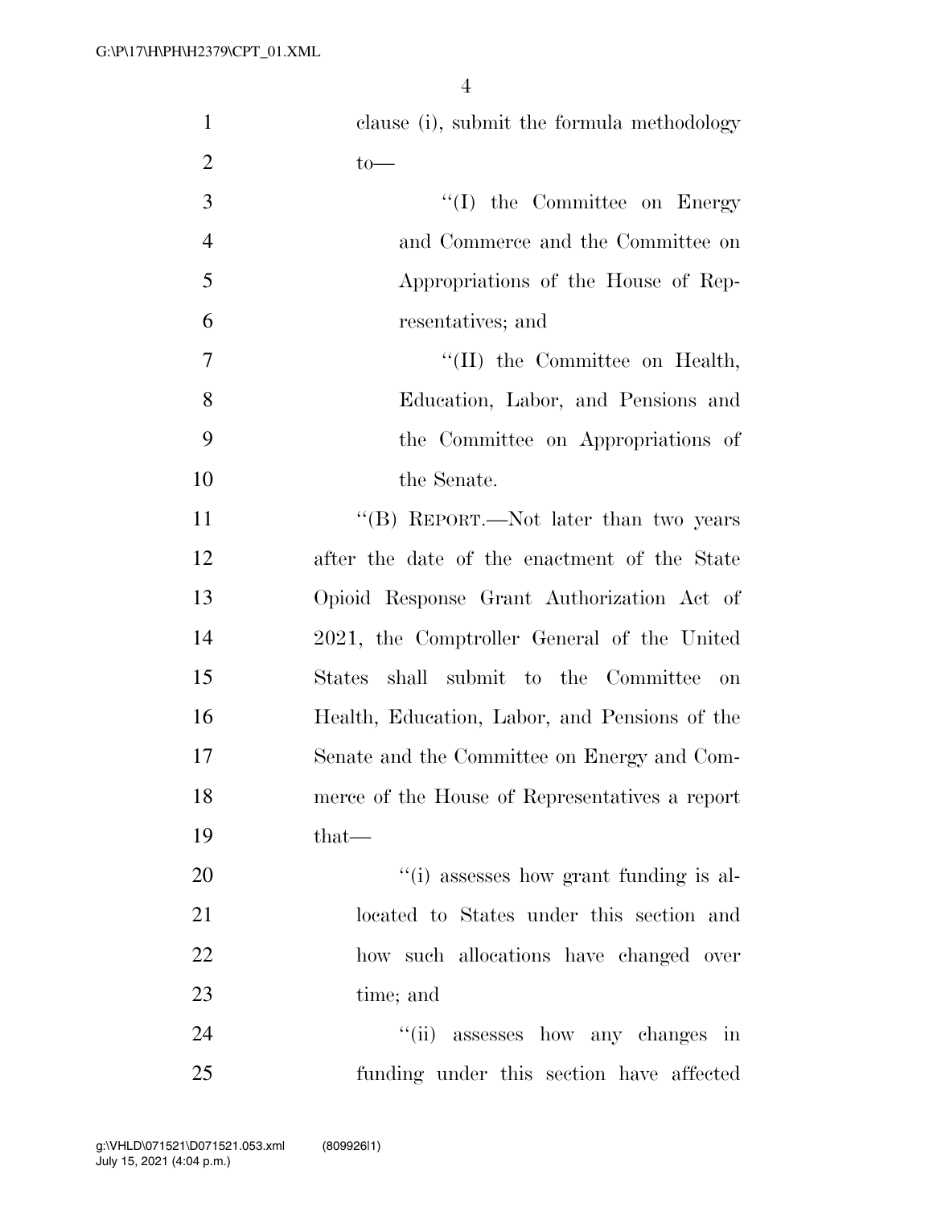clause (i), submit the formula methodology to—

"(I) the Committee on Energy and Commerce and the Committee on Appropriations of the House of Representatives; and

"(II) the Committee on Health, Education, Labor, and Pensions and the Committee on Appropriations of the Senate.

"(B) REPORT.—Not later than two years after the date of the enactment of the State Opioid Response Grant Authorization Act of 2021, the Comptroller General of the United States shall submit to the Committee on Health, Education, Labor, and Pensions of the Senate and the Committee on Energy and Commerce of the House of Representatives a report that—

"(i) assesses how grant funding is allocated to States under this section and how such allocations have changed over time; and

"(ii) assesses how any changes in funding under this section have affected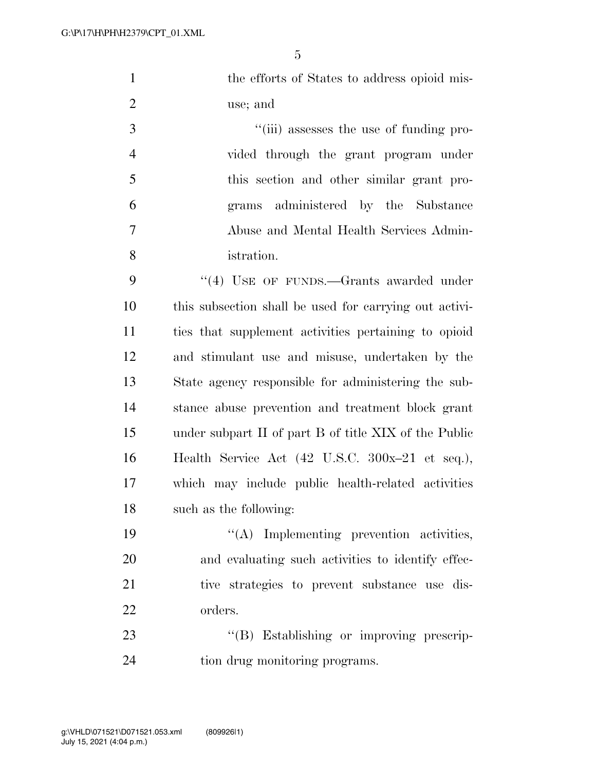the efforts of States to address opioid misuse; and

"(iii) assesses the use of funding provided through the grant program under this section and other similar grant programs administered by the Substance Abuse and Mental Health Services Administration.

"(4) USE OF FUNDS.—Grants awarded under this subsection shall be used for carrying out activities that supplement activities pertaining to opioid and stimulant use and misuse, undertaken by the State agency responsible for administering the substance abuse prevention and treatment block grant under subpart II of part B of title XIX of the Public Health Service Act (42 U.S.C. 300x–21 et seq.), which may include public health-related activities such as the following:

"(A) Implementing prevention activities, and evaluating such activities to identify effective strategies to prevent substance use disorders.

"(B) Establishing or improving prescription drug monitoring programs.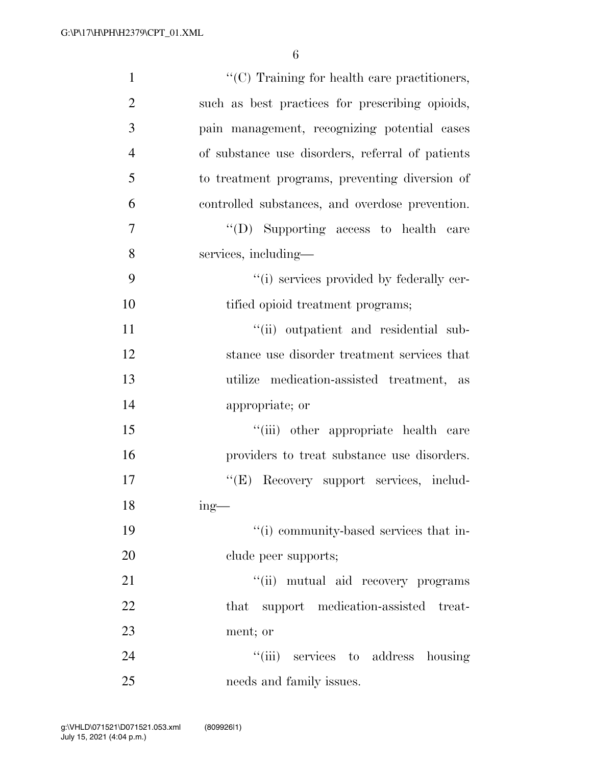''(C) Training for health care practitioners, such as best practices for prescribing opioids, pain management, recognizing potential cases of substance use disorders, referral of patients to treatment programs, preventing diversion of controlled substances, and overdose prevention.

''(D) Supporting access to health care services, including—

''(i) services provided by federally certified opioid treatment programs;

''(ii) outpatient and residential substance use disorder treatment services that utilize medication-assisted treatment, as appropriate; or

''(iii) other appropriate health care providers to treat substance use disorders.

''(E) Recovery support services, including—

''(i) community-based services that include peer supports;

''(ii) mutual aid recovery programs that support medication-assisted treatment; or

''(iii) services to address housing needs and family issues.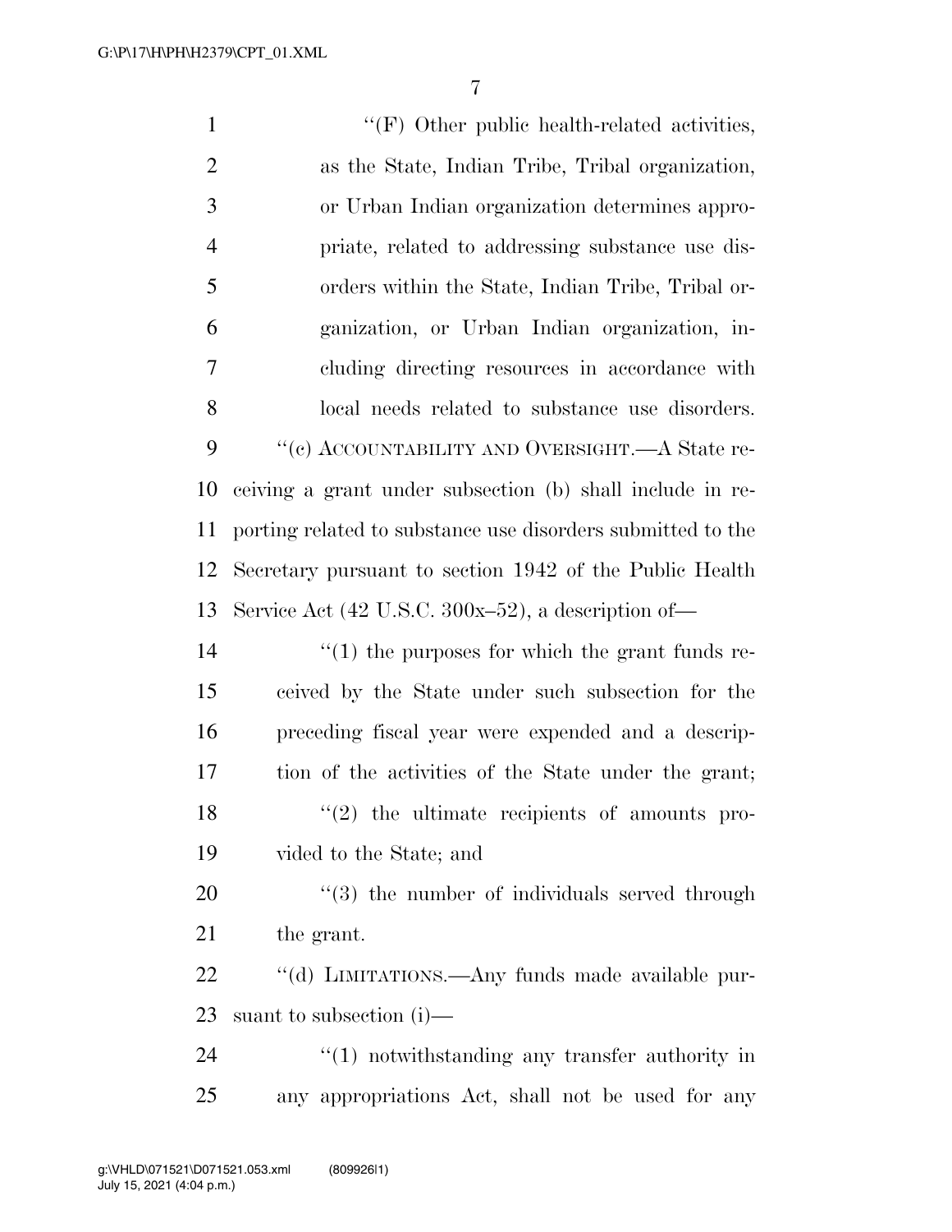''(F) Other public health-related activities, as the State, Indian Tribe, Tribal organization, or Urban Indian organization determines appropriate, related to addressing substance use disorders within the State, Indian Tribe, Tribal organization, or Urban Indian organization, including directing resources in accordance with local needs related to substance use disorders.

''(c) ACCOUNTABILITY AND OVERSIGHT.—A State receiving a grant under subsection (b) shall include in reporting related to substance use disorders submitted to the Secretary pursuant to section 1942 of the Public Health Service Act (42 U.S.C. 300x–52), a description of—

''(1) the purposes for which the grant funds received by the State under such subsection for the preceding fiscal year were expended and a description of the activities of the State under the grant;

''(2) the ultimate recipients of amounts provided to the State; and

''(3) the number of individuals served through the grant.

''(d) LIMITATIONS.—Any funds made available pursuant to subsection (i)—

''(1) notwithstanding any transfer authority in any appropriations Act, shall not be used for any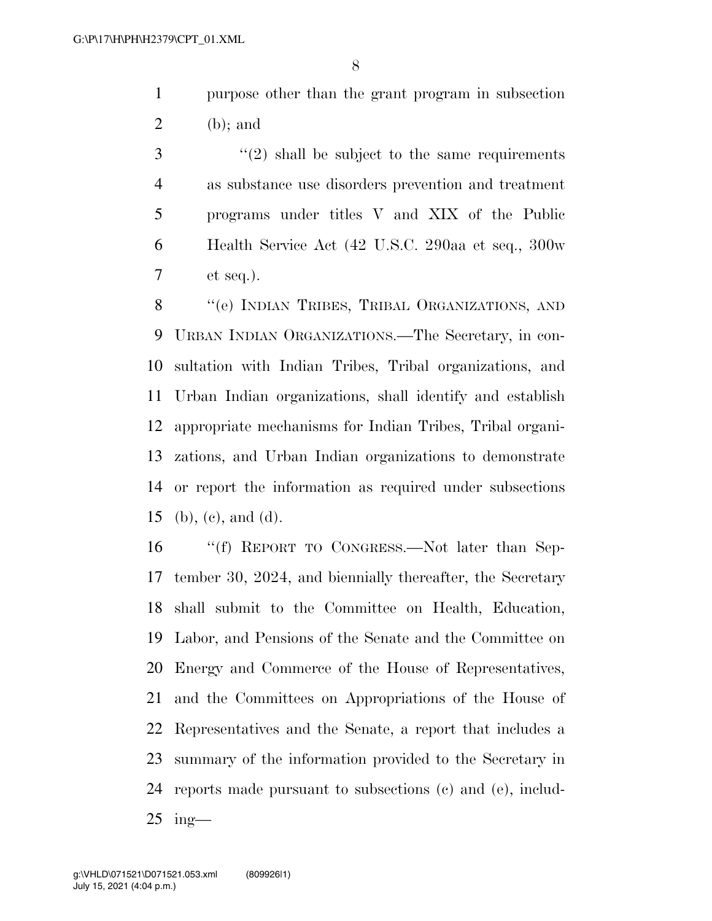purpose other than the grant program in subsection (b); and

"(2) shall be subject to the same requirements as substance use disorders prevention and treatment programs under titles V and XIX of the Public Health Service Act (42 U.S.C. 290aa et seq., 300w et seq.).

"(e) INDIAN TRIBES, TRIBAL ORGANIZATIONS, AND URBAN INDIAN ORGANIZATIONS.—The Secretary, in consultation with Indian Tribes, Tribal organizations, and Urban Indian organizations, shall identify and establish appropriate mechanisms for Indian Tribes, Tribal organizations, and Urban Indian organizations to demonstrate or report the information as required under subsections (b), (c), and (d).

"(f) REPORT TO CONGRESS.—Not later than September 30, 2024, and biennially thereafter, the Secretary shall submit to the Committee on Health, Education, Labor, and Pensions of the Senate and the Committee on Energy and Commerce of the House of Representatives, and the Committees on Appropriations of the House of Representatives and the Senate, a report that includes a summary of the information provided to the Secretary in reports made pursuant to subsections (c) and (e), including—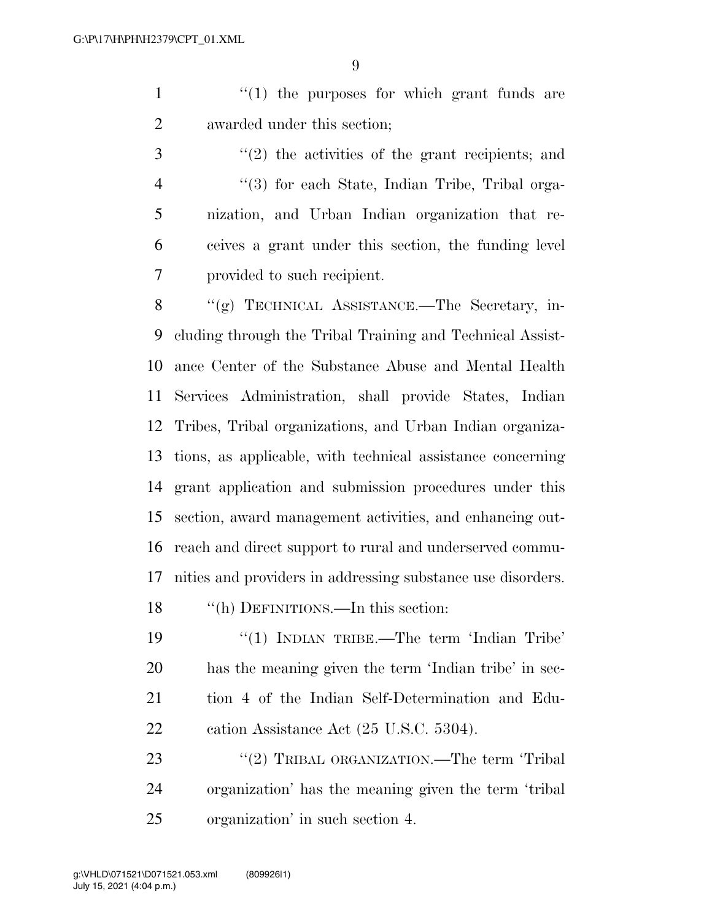"(1) the purposes for which grant funds are awarded under this section;

"(2) the activities of the grant recipients; and

"(3) for each State, Indian Tribe, Tribal organization, and Urban Indian organization that receives a grant under this section, the funding level provided to such recipient.

"(g) TECHNICAL ASSISTANCE.—The Secretary, including through the Tribal Training and Technical Assistance Center of the Substance Abuse and Mental Health Services Administration, shall provide States, Indian Tribes, Tribal organizations, and Urban Indian organizations, as applicable, with technical assistance concerning grant application and submission procedures under this section, award management activities, and enhancing outreach and direct support to rural and underserved communities and providers in addressing substance use disorders.

"(h) DEFINITIONS.—In this section:

"(1) INDIAN TRIBE.—The term 'Indian Tribe' has the meaning given the term 'Indian tribe' in section 4 of the Indian Self-Determination and Education Assistance Act (25 U.S.C. 5304).

"(2) TRIBAL ORGANIZATION.—The term 'Tribal organization' has the meaning given the term 'tribal organization' in such section 4.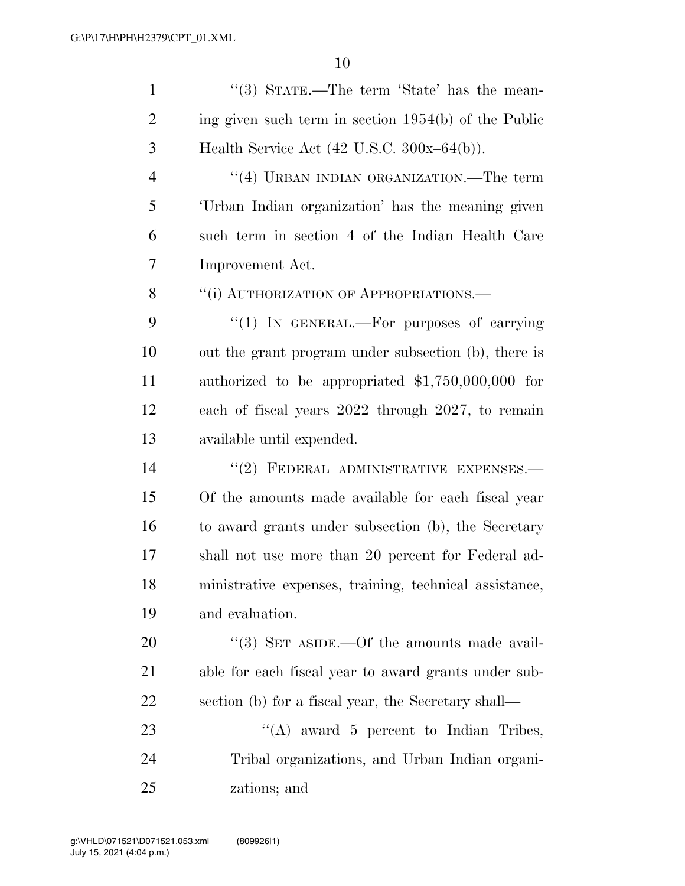"(3) STATE.—The term 'State' has the meaning given such term in section 1954(b) of the Public Health Service Act (42 U.S.C. 300x–64(b)).

"(4) URBAN INDIAN ORGANIZATION.—The term 'Urban Indian organization' has the meaning given such term in section 4 of the Indian Health Care Improvement Act.

"(i) AUTHORIZATION OF APPROPRIATIONS.—

"(1) IN GENERAL.—For purposes of carrying out the grant program under subsection (b), there is authorized to be appropriated $1,750,000,000 for each of fiscal years 2022 through 2027, to remain available until expended.

"(2) FEDERAL ADMINISTRATIVE EXPENSES.—Of the amounts made available for each fiscal year to award grants under subsection (b), the Secretary shall not use more than 20 percent for Federal administrative expenses, training, technical assistance, and evaluation.

"(3) SET ASIDE.—Of the amounts made available for each fiscal year to award grants under subsection (b) for a fiscal year, the Secretary shall—

"(A) award 5 percent to Indian Tribes, Tribal organizations, and Urban Indian organizations; and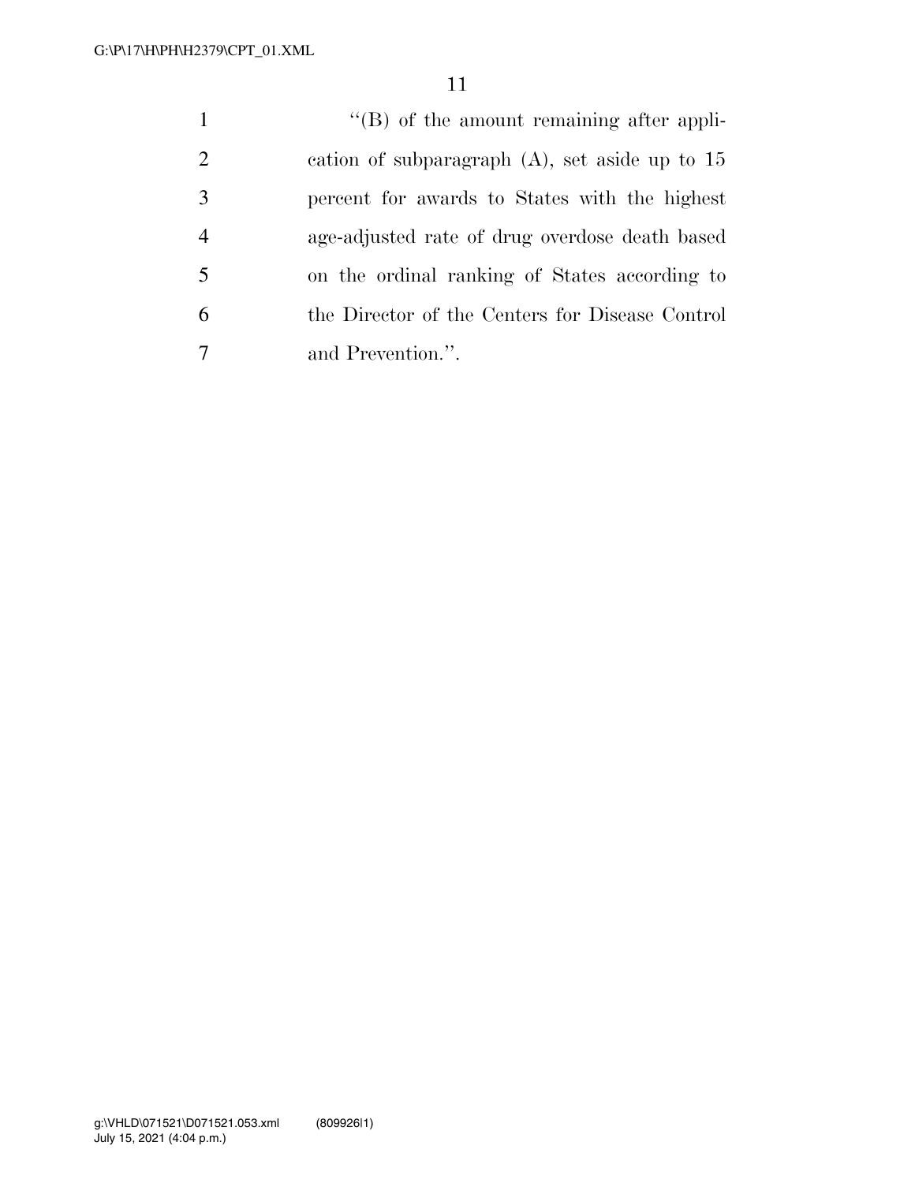''(B) of the amount remaining after application of subparagraph (A), set aside up to 15 percent for awards to States with the highest age-adjusted rate of drug overdose death based on the ordinal ranking of States according to the Director of the Centers for Disease Control and Prevention.''.